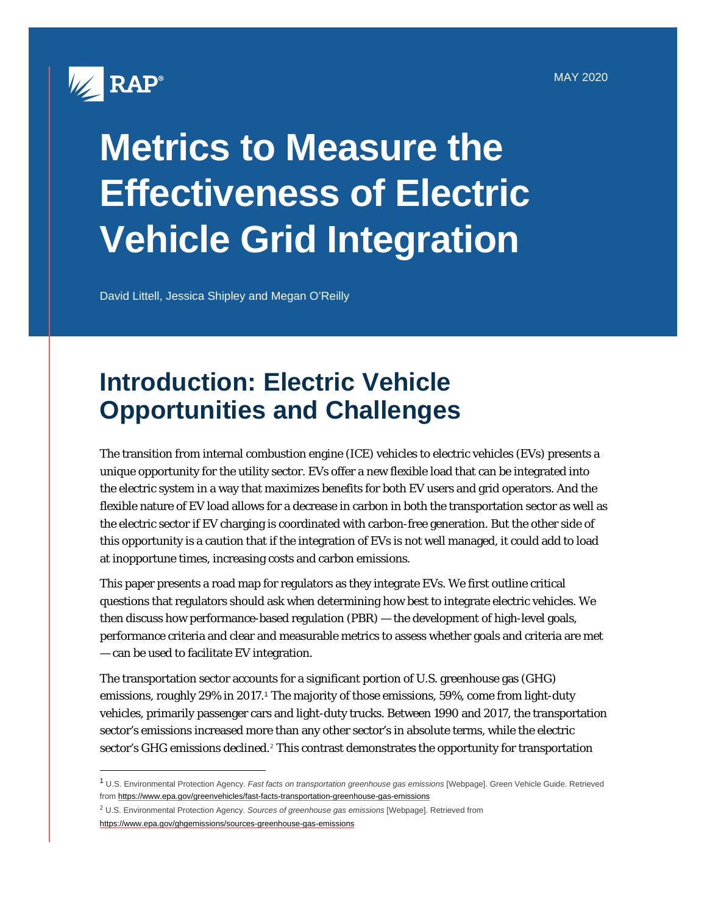RAP®

MAY 2020

# Metrics to Measure the Effectiveness of Electric Vehicle Grid Integration

David Littell, Jessica Shipley and Megan O'Reilly

## Introduction: Electric Vehicle Opportunities and Challenges

The transition from internal combustion engine (ICE) vehicles to electric vehicles (EVs) presents a unique opportunity for the utility sector. EVs offer a new flexible load that can be integrated into the electric system in a way that maximizes benefits for both EV users and grid operators. And the flexible nature of EV load allows for a decrease in carbon in both the transportation sector as well as the electric sector if EV charging is coordinated with carbon-free generation. But the other side of this opportunity is a caution that if the integration of EVs is not well managed, it could add to load at inopportune times, increasing costs and carbon emissions.

This paper presents a road map for regulators as they integrate EVs. We first outline critical questions that regulators should ask when determining how best to integrate electric vehicles. We then discuss how performance-based regulation (PBR) — the development of high-level goals, performance criteria and clear and measurable metrics to assess whether goals and criteria are met — can be used to facilitate EV integration.

The transportation sector accounts for a significant portion of U.S. greenhouse gas (GHG) emissions, roughly 29% in 2017.[1] The majority of those emissions, 59%, come from light-duty vehicles, primarily passenger cars and light-duty trucks. Between 1990 and 2017, the transportation sector's emissions increased more than any other sector's in absolute terms, while the electric sector's GHG emissions declined.[2] This contrast demonstrates the opportunity for transportation

---

[1] U.S. Environmental Protection Agency. *Fast facts on transportation greenhouse gas emissions* [Webpage]. Green Vehicle Guide. Retrieved from https://www.epa.gov/greenvehicles/fast-facts-transportation-greenhouse-gas-emissions

[2] U.S. Environmental Protection Agency. *Sources of greenhouse gas emissions* [Webpage]. Retrieved from https://www.epa.gov/ghgemissions/sources-greenhouse-gas-emissions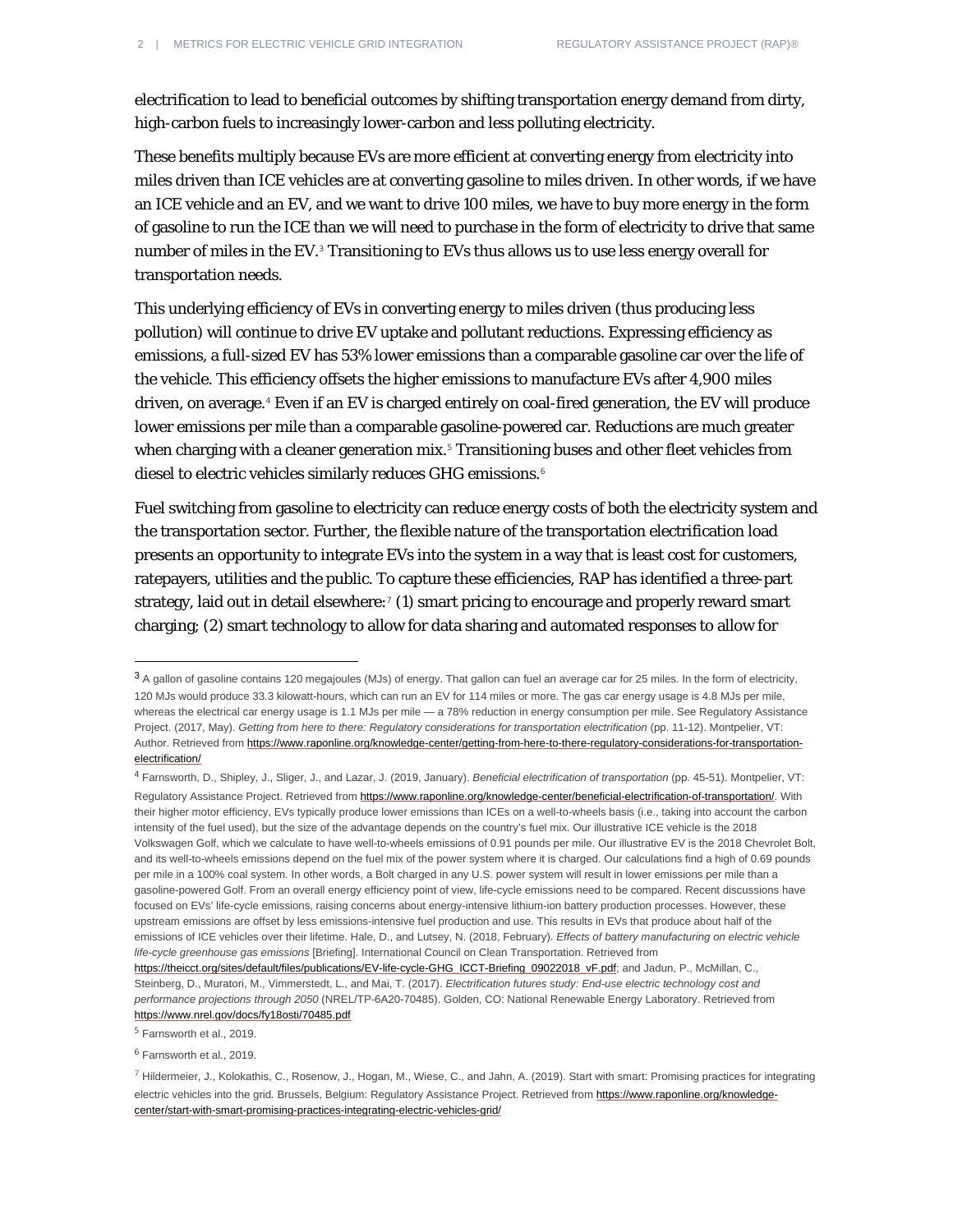electrification to lead to beneficial outcomes by shifting transportation energy demand from dirty, high-carbon fuels to increasingly lower-carbon and less polluting electricity.

These benefits multiply because EVs are more efficient at converting energy from electricity into miles driven than ICE vehicles are at converting gasoline to miles driven. In other words, if we have an ICE vehicle and an EV, and we want to drive 100 miles, we have to buy more energy in the form of gasoline to run the ICE than we will need to purchase in the form of electricity to drive that same number of miles in the EV.[3] Transitioning to EVs thus allows us to use less energy overall for transportation needs.

This underlying efficiency of EVs in converting energy to miles driven (thus producing less pollution) will continue to drive EV uptake and pollutant reductions. Expressing efficiency as emissions, a full-sized EV has 53% lower emissions than a comparable gasoline car over the life of the vehicle. This efficiency offsets the higher emissions to manufacture EVs after 4,900 miles driven, on average.[4] Even if an EV is charged entirely on coal-fired generation, the EV will produce lower emissions per mile than a comparable gasoline-powered car. Reductions are much greater when charging with a cleaner generation mix.[5] Transitioning buses and other fleet vehicles from diesel to electric vehicles similarly reduces GHG emissions.[6]

Fuel switching from gasoline to electricity can reduce energy costs of both the electricity system and the transportation sector. Further, the flexible nature of the transportation electrification load presents an opportunity to integrate EVs into the system in a way that is least cost for customers, ratepayers, utilities and the public. To capture these efficiencies, RAP has identified a three-part strategy, laid out in detail elsewhere:[7] (1) smart pricing to encourage and properly reward smart charging; (2) smart technology to allow for data sharing and automated responses to allow for

---

[3] A gallon of gasoline contains 120 megajoules (MJs) of energy. That gallon can fuel an average car for 25 miles. In the form of electricity, 120 MJs would produce 33.3 kilowatt-hours, which can run an EV for 114 miles or more. The gas car energy usage is 4.8 MJs per mile, whereas the electrical car energy usage is 1.1 MJs per mile — a 78% reduction in energy consumption per mile. See Regulatory Assistance Project. (2017, May). *Getting from here to there: Regulatory considerations for transportation electrification* (pp. 11-12). Montpelier, VT: Author. Retrieved from https://www.raponline.org/knowledge-center/getting-from-here-to-there-regulatory-considerations-for-transportation-electrification/

[4] Farnsworth, D., Shipley, J., Sliger, J., and Lazar, J. (2019, January). *Beneficial electrification of transportation* (pp. 45-51). Montpelier, VT: Regulatory Assistance Project. Retrieved from https://www.raponline.org/knowledge-center/beneficial-electrification-of-transportation/. With their higher motor efficiency, EVs typically produce lower emissions than ICEs on a well-to-wheels basis (i.e., taking into account the carbon intensity of the fuel used), but the size of the advantage depends on the country's fuel mix. Our illustrative ICE vehicle is the 2018 Volkswagen Golf, which we calculate to have well-to-wheels emissions of 0.91 pounds per mile. Our illustrative EV is the 2018 Chevrolet Bolt, and its well-to-wheels emissions depend on the fuel mix of the power system where it is charged. Our calculations find a high of 0.69 pounds per mile in a 100% coal system. In other words, a Bolt charged in any U.S. power system will result in lower emissions per mile than a gasoline-powered Golf. From an overall energy efficiency point of view, life-cycle emissions need to be compared. Recent discussions have focused on EVs' life-cycle emissions, raising concerns about energy-intensive lithium-ion battery production processes. However, these upstream emissions are offset by less emissions-intensive fuel production and use. This results in EVs that produce about half of the emissions of ICE vehicles over their lifetime. Hale, D., and Lutsey, N. (2018, February). *Effects of battery manufacturing on electric vehicle life-cycle greenhouse gas emissions* [Briefing]. International Council on Clean Transportation. Retrieved from https://theicct.org/sites/default/files/publications/EV-life-cycle-GHG_ICCT-Briefing_09022018_vF.pdf; and Jadun, P., McMillan, C., Steinberg, D., Muratori, M., Vimmerstedt, L., and Mai, T. (2017). *Electrification futures study: End-use electric technology cost and performance projections through 2050* (NREL/TP-6A20-70485). Golden, CO: National Renewable Energy Laboratory. Retrieved from https://www.nrel.gov/docs/fy18osti/70485.pdf

[5] Farnsworth et al., 2019.

[6] Farnsworth et al., 2019.

[7] Hildermeier, J., Kolokathis, C., Rosenow, J., Hogan, M., Wiese, C., and Jahn, A. (2019). Start with smart: Promising practices for integrating electric vehicles into the grid*.* Brussels, Belgium: Regulatory Assistance Project. Retrieved from https://www.raponline.org/knowledge-center/start-with-smart-promising-practices-integrating-electric-vehicles-grid/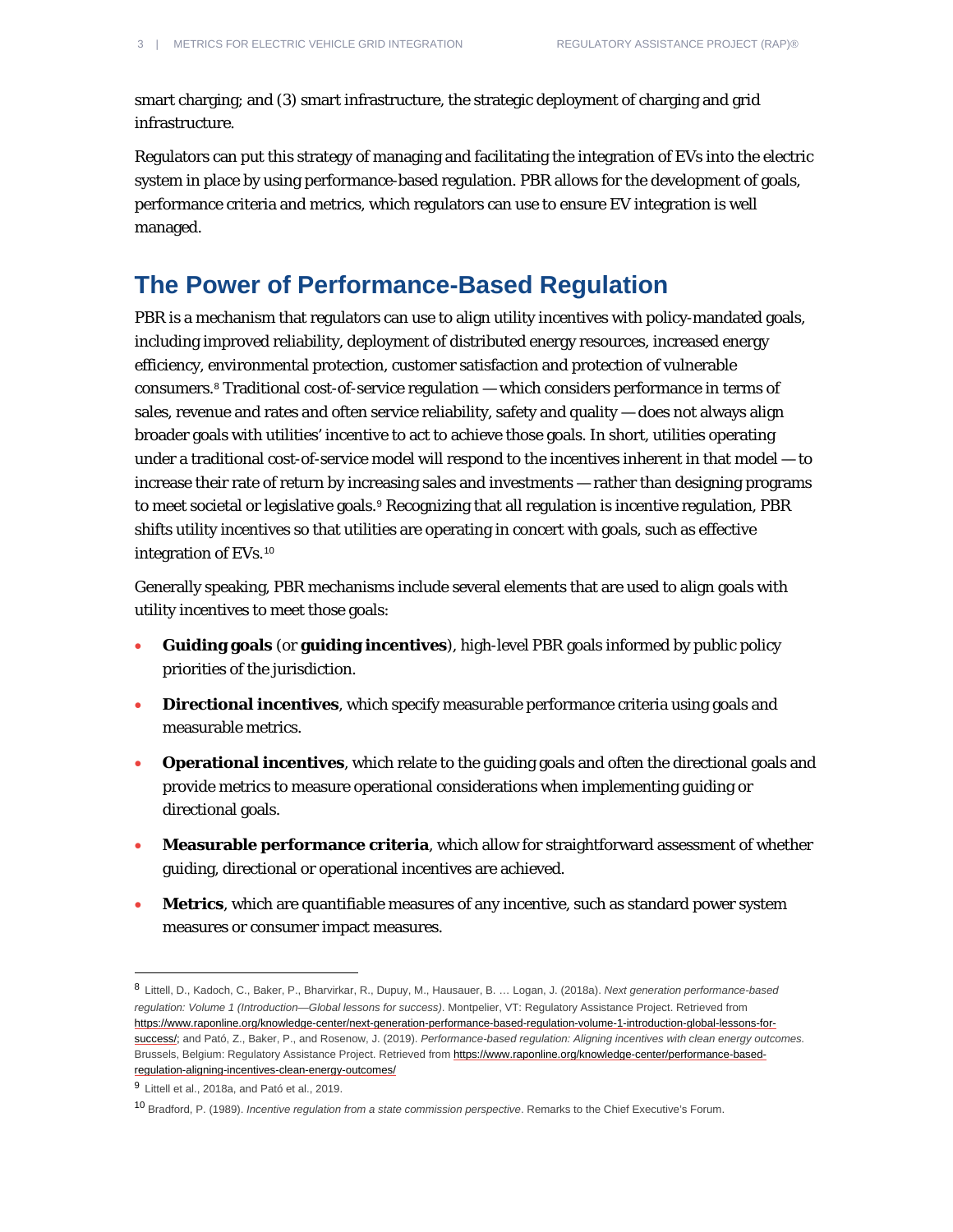smart charging; and (3) smart infrastructure, the strategic deployment of charging and grid infrastructure.

Regulators can put this strategy of managing and facilitating the integration of EVs into the electric system in place by using performance-based regulation. PBR allows for the development of goals, performance criteria and metrics, which regulators can use to ensure EV integration is well managed.

## The Power of Performance-Based Regulation

PBR is a mechanism that regulators can use to align utility incentives with policy-mandated goals, including improved reliability, deployment of distributed energy resources, increased energy efficiency, environmental protection, customer satisfaction and protection of vulnerable consumers.[8] Traditional cost-of-service regulation — which considers performance in terms of sales, revenue and rates and often service reliability, safety and quality — does not always align broader goals with utilities' incentive to act to achieve those goals. In short, utilities operating under a traditional cost-of-service model will respond to the incentives inherent in that model — to increase their rate of return by increasing sales and investments — rather than designing programs to meet societal or legislative goals.[9] Recognizing that all regulation is incentive regulation, PBR shifts utility incentives so that utilities are operating in concert with goals, such as effective integration of EVs.[10]

Generally speaking, PBR mechanisms include several elements that are used to align goals with utility incentives to meet those goals:

- **Guiding goals** (or **guiding incentives**), high-level PBR goals informed by public policy priorities of the jurisdiction.
- **Directional incentives**, which specify measurable performance criteria using goals and measurable metrics.
- **Operational incentives**, which relate to the guiding goals and often the directional goals and provide metrics to measure operational considerations when implementing guiding or directional goals.
- **Measurable performance criteria**, which allow for straightforward assessment of whether guiding, directional or operational incentives are achieved.
- **Metrics**, which are quantifiable measures of any incentive, such as standard power system measures or consumer impact measures.

---

[8] Littell, D., Kadoch, C., Baker, P., Bharvirkar, R., Dupuy, M., Hausauer, B. … Logan, J. (2018a). *Next generation performance-based regulation: Volume 1 (Introduction—Global lessons for success)*. Montpelier, VT: Regulatory Assistance Project. Retrieved from https://www.raponline.org/knowledge-center/next-generation-performance-based-regulation-volume-1-introduction-global-lessons-for-success/; and Pató, Z., Baker, P., and Rosenow, J. (2019). *Performance-based regulation: Aligning incentives with clean energy outcomes.* Brussels, Belgium: Regulatory Assistance Project. Retrieved from https://www.raponline.org/knowledge-center/performance-based-regulation-aligning-incentives-clean-energy-outcomes/

[9] Littell et al., 2018a, and Pató et al., 2019.

[10] Bradford, P. (1989). *Incentive regulation from a state commission perspective*. Remarks to the Chief Executive's Forum.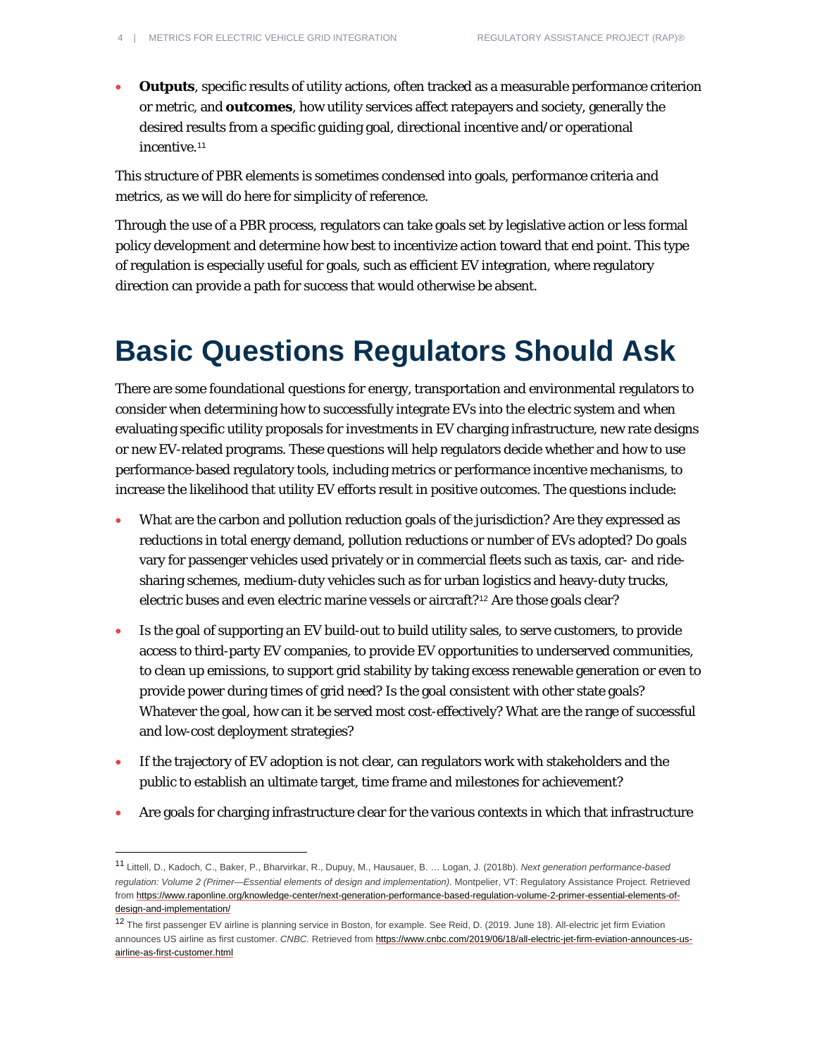- **Outputs**, specific results of utility actions, often tracked as a measurable performance criterion or metric, and **outcomes**, how utility services affect ratepayers and society, generally the desired results from a specific guiding goal, directional incentive and/or operational incentive.[11]

This structure of PBR elements is sometimes condensed into goals, performance criteria and metrics, as we will do here for simplicity of reference.

Through the use of a PBR process, regulators can take goals set by legislative action or less formal policy development and determine how best to incentivize action toward that end point. This type of regulation is especially useful for goals, such as efficient EV integration, where regulatory direction can provide a path for success that would otherwise be absent.

# Basic Questions Regulators Should Ask

There are some foundational questions for energy, transportation and environmental regulators to consider when determining how to successfully integrate EVs into the electric system and when evaluating specific utility proposals for investments in EV charging infrastructure, new rate designs or new EV-related programs. These questions will help regulators decide whether and how to use performance-based regulatory tools, including metrics or performance incentive mechanisms, to increase the likelihood that utility EV efforts result in positive outcomes. The questions include:

- What are the carbon and pollution reduction goals of the jurisdiction? Are they expressed as reductions in total energy demand, pollution reductions or number of EVs adopted? Do goals vary for passenger vehicles used privately or in commercial fleets such as taxis, car- and ride-sharing schemes, medium-duty vehicles such as for urban logistics and heavy-duty trucks, electric buses and even electric marine vessels or aircraft?[12] Are those goals clear?
- Is the goal of supporting an EV build-out to build utility sales, to serve customers, to provide access to third-party EV companies, to provide EV opportunities to underserved communities, to clean up emissions, to support grid stability by taking excess renewable generation or even to provide power during times of grid need? Is the goal consistent with other state goals? Whatever the goal, how can it be served most cost-effectively? What are the range of successful and low-cost deployment strategies?
- If the trajectory of EV adoption is not clear, can regulators work with stakeholders and the public to establish an ultimate target, time frame and milestones for achievement?
- Are goals for charging infrastructure clear for the various contexts in which that infrastructure

---

[11] Littell, D., Kadoch, C., Baker, P., Bharvirkar, R., Dupuy, M., Hausauer, B. … Logan, J. (2018b). *Next generation performance-based regulation: Volume 2 (Primer—Essential elements of design and implementation)*. Montpelier, VT: Regulatory Assistance Project. Retrieved from https://www.raponline.org/knowledge-center/next-generation-performance-based-regulation-volume-2-primer-essential-elements-of-design-and-implementation/

[12] The first passenger EV airline is planning service in Boston, for example. See Reid, D. (2019. June 18). All-electric jet firm Eviation announces US airline as first customer. *CNBC.* Retrieved from https://www.cnbc.com/2019/06/18/all-electric-jet-firm-eviation-announces-us-airline-as-first-customer.html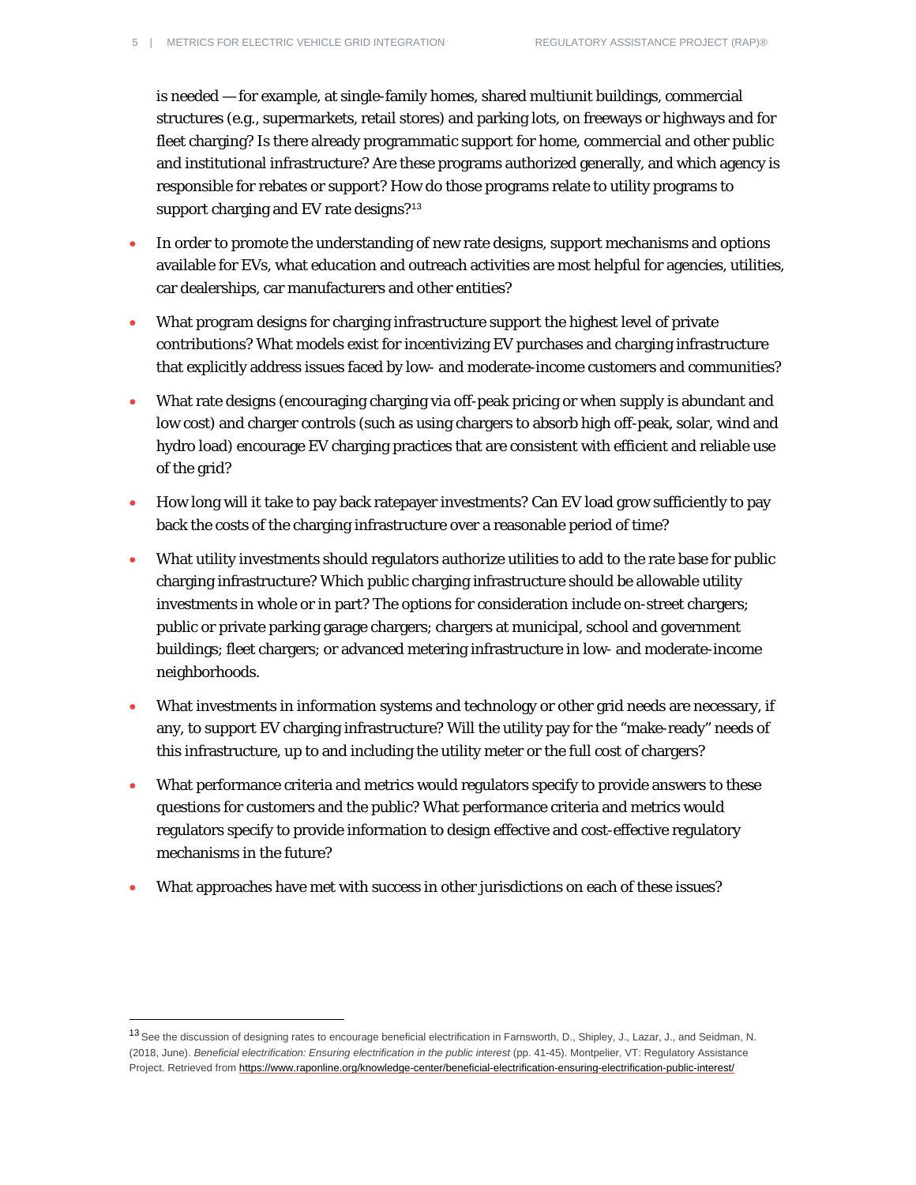is needed — for example, at single-family homes, shared multiunit buildings, commercial structures (e.g., supermarkets, retail stores) and parking lots, on freeways or highways and for fleet charging? Is there already programmatic support for home, commercial and other public and institutional infrastructure? Are these programs authorized generally, and which agency is responsible for rebates or support? How do those programs relate to utility programs to support charging and EV rate designs?[13]

- In order to promote the understanding of new rate designs, support mechanisms and options available for EVs, what education and outreach activities are most helpful for agencies, utilities, car dealerships, car manufacturers and other entities?
- What program designs for charging infrastructure support the highest level of private contributions? What models exist for incentivizing EV purchases and charging infrastructure that explicitly address issues faced by low- and moderate-income customers and communities?
- What rate designs (encouraging charging via off-peak pricing or when supply is abundant and low cost) and charger controls (such as using chargers to absorb high off-peak, solar, wind and hydro load) encourage EV charging practices that are consistent with efficient and reliable use of the grid?
- How long will it take to pay back ratepayer investments? Can EV load grow sufficiently to pay back the costs of the charging infrastructure over a reasonable period of time?
- What utility investments should regulators authorize utilities to add to the rate base for public charging infrastructure? Which public charging infrastructure should be allowable utility investments in whole or in part? The options for consideration include on-street chargers; public or private parking garage chargers; chargers at municipal, school and government buildings; fleet chargers; or advanced metering infrastructure in low- and moderate-income neighborhoods.
- What investments in information systems and technology or other grid needs are necessary, if any, to support EV charging infrastructure? Will the utility pay for the "make-ready" needs of this infrastructure, up to and including the utility meter or the full cost of chargers?
- What performance criteria and metrics would regulators specify to provide answers to these questions for customers and the public? What performance criteria and metrics would regulators specify to provide information to design effective and cost-effective regulatory mechanisms in the future?
- What approaches have met with success in other jurisdictions on each of these issues?

[13] See the discussion of designing rates to encourage beneficial electrification in Farnsworth, D., Shipley, J., Lazar, J., and Seidman, N. (2018, June). *Beneficial electrification: Ensuring electrification in the public interest* (pp. 41-45). Montpelier, VT: Regulatory Assistance Project. Retrieved from https://www.raponline.org/knowledge-center/beneficial-electrification-ensuring-electrification-public-interest/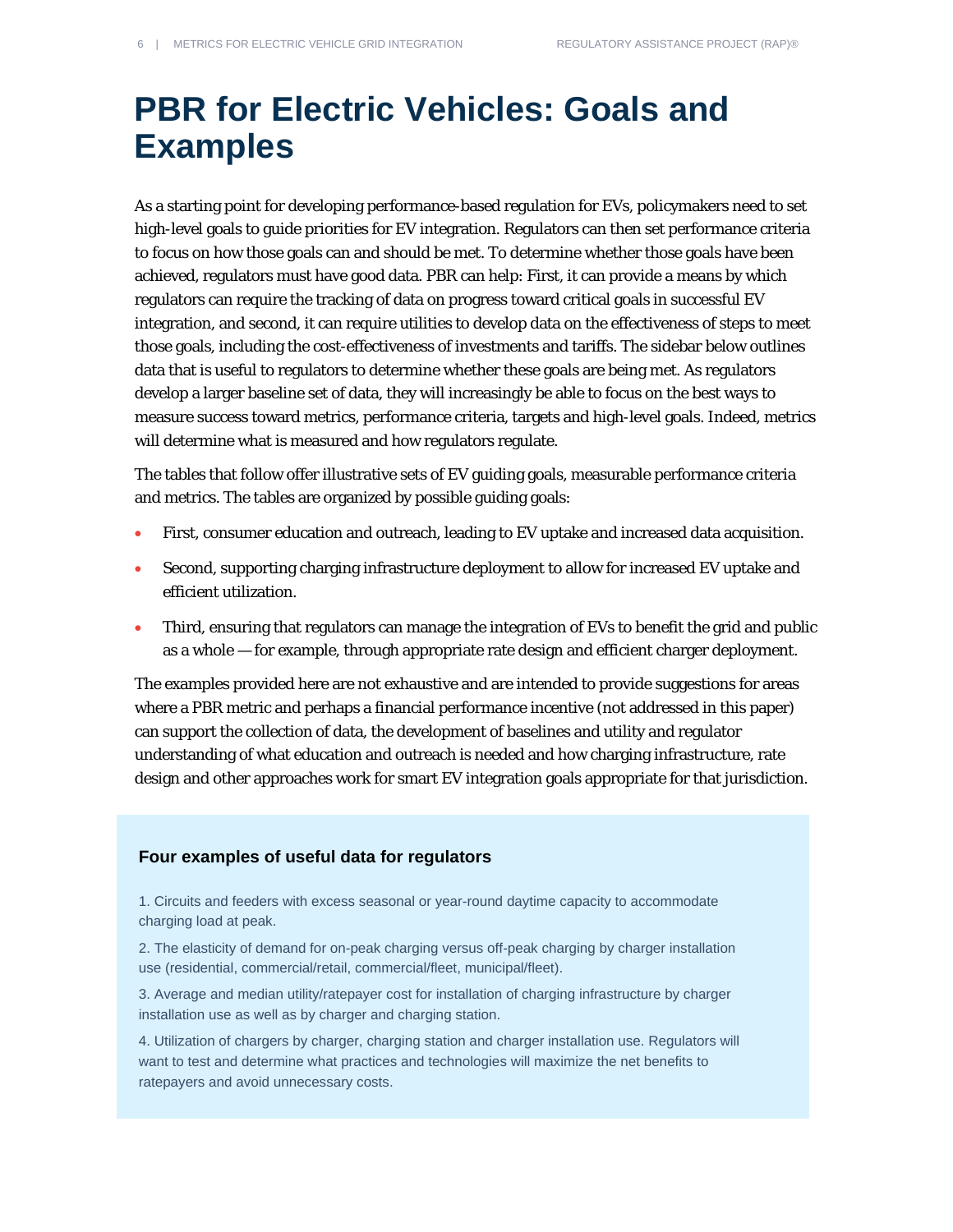# PBR for Electric Vehicles: Goals and Examples

As a starting point for developing performance-based regulation for EVs, policymakers need to set high-level goals to guide priorities for EV integration. Regulators can then set performance criteria to focus on how those goals can and should be met. To determine whether those goals have been achieved, regulators must have good data. PBR can help: First, it can provide a means by which regulators can require the tracking of data on progress toward critical goals in successful EV integration, and second, it can require utilities to develop data on the effectiveness of steps to meet those goals, including the cost-effectiveness of investments and tariffs. The sidebar below outlines data that is useful to regulators to determine whether these goals are being met. As regulators develop a larger baseline set of data, they will increasingly be able to focus on the best ways to measure success toward metrics, performance criteria, targets and high-level goals. Indeed, metrics will determine what is measured and how regulators regulate.

The tables that follow offer illustrative sets of EV guiding goals, measurable performance criteria and metrics. The tables are organized by possible guiding goals:

- First, consumer education and outreach, leading to EV uptake and increased data acquisition.
- Second, supporting charging infrastructure deployment to allow for increased EV uptake and efficient utilization.
- Third, ensuring that regulators can manage the integration of EVs to benefit the grid and public as a whole — for example, through appropriate rate design and efficient charger deployment.

The examples provided here are not exhaustive and are intended to provide suggestions for areas where a PBR metric and perhaps a financial performance incentive (not addressed in this paper) can support the collection of data, the development of baselines and utility and regulator understanding of what education and outreach is needed and how charging infrastructure, rate design and other approaches work for smart EV integration goals appropriate for that jurisdiction.

### Four examples of useful data for regulators

1. Circuits and feeders with excess seasonal or year-round daytime capacity to accommodate charging load at peak.
2. The elasticity of demand for on-peak charging versus off-peak charging by charger installation use (residential, commercial/retail, commercial/fleet, municipal/fleet).
3. Average and median utility/ratepayer cost for installation of charging infrastructure by charger installation use as well as by charger and charging station.
4. Utilization of chargers by charger, charging station and charger installation use. Regulators will want to test and determine what practices and technologies will maximize the net benefits to ratepayers and avoid unnecessary costs.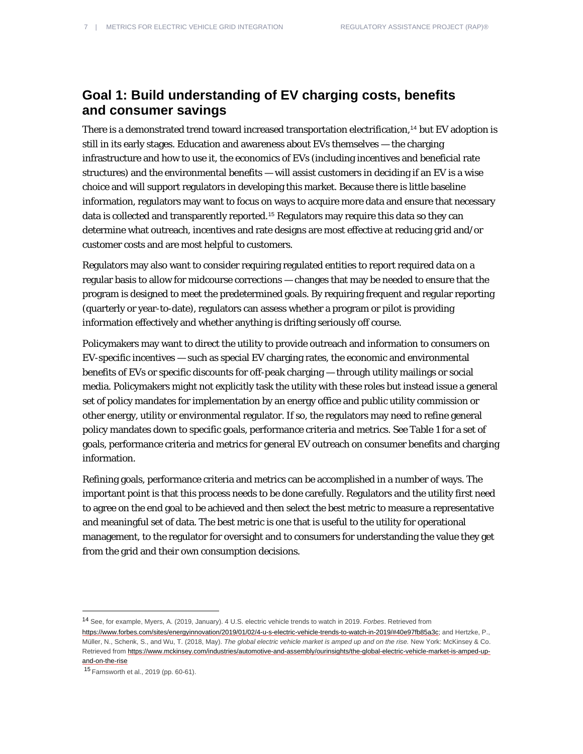## Goal 1: Build understanding of EV charging costs, benefits and consumer savings

There is a demonstrated trend toward increased transportation electrification,[14] but EV adoption is still in its early stages. Education and awareness about EVs themselves — the charging infrastructure and how to use it, the economics of EVs (including incentives and beneficial rate structures) and the environmental benefits — will assist customers in deciding if an EV is a wise choice and will support regulators in developing this market. Because there is little baseline information, regulators may want to focus on ways to acquire more data and ensure that necessary data is collected and transparently reported.[15] Regulators may require this data so they can determine what outreach, incentives and rate designs are most effective at reducing grid and/or customer costs and are most helpful to customers.

Regulators may also want to consider requiring regulated entities to report required data on a regular basis to allow for midcourse corrections — changes that may be needed to ensure that the program is designed to meet the predetermined goals. By requiring frequent and regular reporting (quarterly or year-to-date), regulators can assess whether a program or pilot is providing information effectively and whether anything is drifting seriously off course.

Policymakers may want to direct the utility to provide outreach and information to consumers on EV-specific incentives — such as special EV charging rates, the economic and environmental benefits of EVs or specific discounts for off-peak charging — through utility mailings or social media. Policymakers might not explicitly task the utility with these roles but instead issue a general set of policy mandates for implementation by an energy office and public utility commission or other energy, utility or environmental regulator. If so, the regulators may need to refine general policy mandates down to specific goals, performance criteria and metrics. See Table 1 for a set of goals, performance criteria and metrics for general EV outreach on consumer benefits and charging information.

Refining goals, performance criteria and metrics can be accomplished in a number of ways. The important point is that this process needs to be done carefully. Regulators and the utility first need to agree on the end goal to be achieved and then select the best metric to measure a representative and meaningful set of data. The best metric is one that is useful to the utility for operational management, to the regulator for oversight and to consumers for understanding the value they get from the grid and their own consumption decisions.

---

[14] See, for example, Myers, A. (2019, January). 4 U.S. electric vehicle trends to watch in 2019. *Forbes*. Retrieved from https://www.forbes.com/sites/energyinnovation/2019/01/02/4-u-s-electric-vehicle-trends-to-watch-in-2019/#40e97fb85a3c; and Hertzke, P., Müller, N., Schenk, S., and Wu, T. (2018, May). *The global electric vehicle market is amped up and on the rise.* New York: McKinsey & Co. Retrieved from https://www.mckinsey.com/industries/automotive-and-assembly/ourinsights/the-global-electric-vehicle-market-is-amped-up-and-on-the-rise

[15] Farnsworth et al., 2019 (pp. 60-61).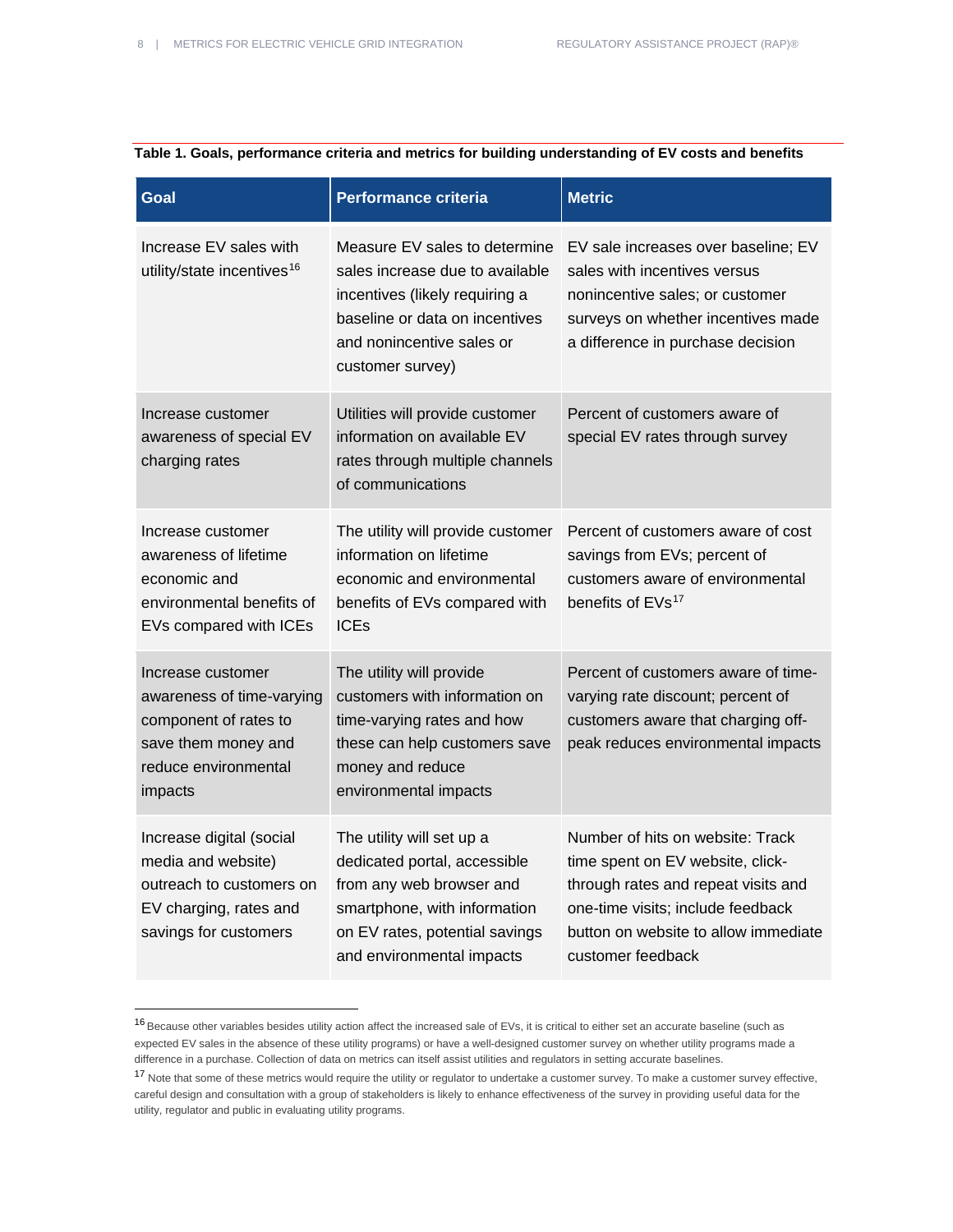**Table 1. Goals, performance criteria and metrics for building understanding of EV costs and benefits**

| Goal | Performance criteria | Metric |
|---|---|---|
| Increase EV sales with utility/state incentives[16] | Measure EV sales to determine sales increase due to available incentives (likely requiring a baseline or data on incentives and nonincentive sales or customer survey) | EV sale increases over baseline; EV sales with incentives versus nonincentive sales; or customer surveys on whether incentives made a difference in purchase decision |
| Increase customer awareness of special EV charging rates | Utilities will provide customer information on available EV rates through multiple channels of communications | Percent of customers aware of special EV rates through survey |
| Increase customer awareness of lifetime economic and environmental benefits of EVs compared with ICEs | The utility will provide customer information on lifetime economic and environmental benefits of EVs compared with ICEs | Percent of customers aware of cost savings from EVs; percent of customers aware of environmental benefits of EVs[17] |
| Increase customer awareness of time-varying component of rates to save them money and reduce environmental impacts | The utility will provide customers with information on time-varying rates and how these can help customers save money and reduce environmental impacts | Percent of customers aware of time-varying rate discount; percent of customers aware that charging off-peak reduces environmental impacts |
| Increase digital (social media and website) outreach to customers on EV charging, rates and savings for customers | The utility will set up a dedicated portal, accessible from any web browser and smartphone, with information on EV rates, potential savings and environmental impacts | Number of hits on website: Track time spent on EV website, click-through rates and repeat visits and one-time visits; include feedback button on website to allow immediate customer feedback |

[16] Because other variables besides utility action affect the increased sale of EVs, it is critical to either set an accurate baseline (such as expected EV sales in the absence of these utility programs) or have a well-designed customer survey on whether utility programs made a difference in a purchase. Collection of data on metrics can itself assist utilities and regulators in setting accurate baselines.

[17] Note that some of these metrics would require the utility or regulator to undertake a customer survey. To make a customer survey effective, careful design and consultation with a group of stakeholders is likely to enhance effectiveness of the survey in providing useful data for the utility, regulator and public in evaluating utility programs.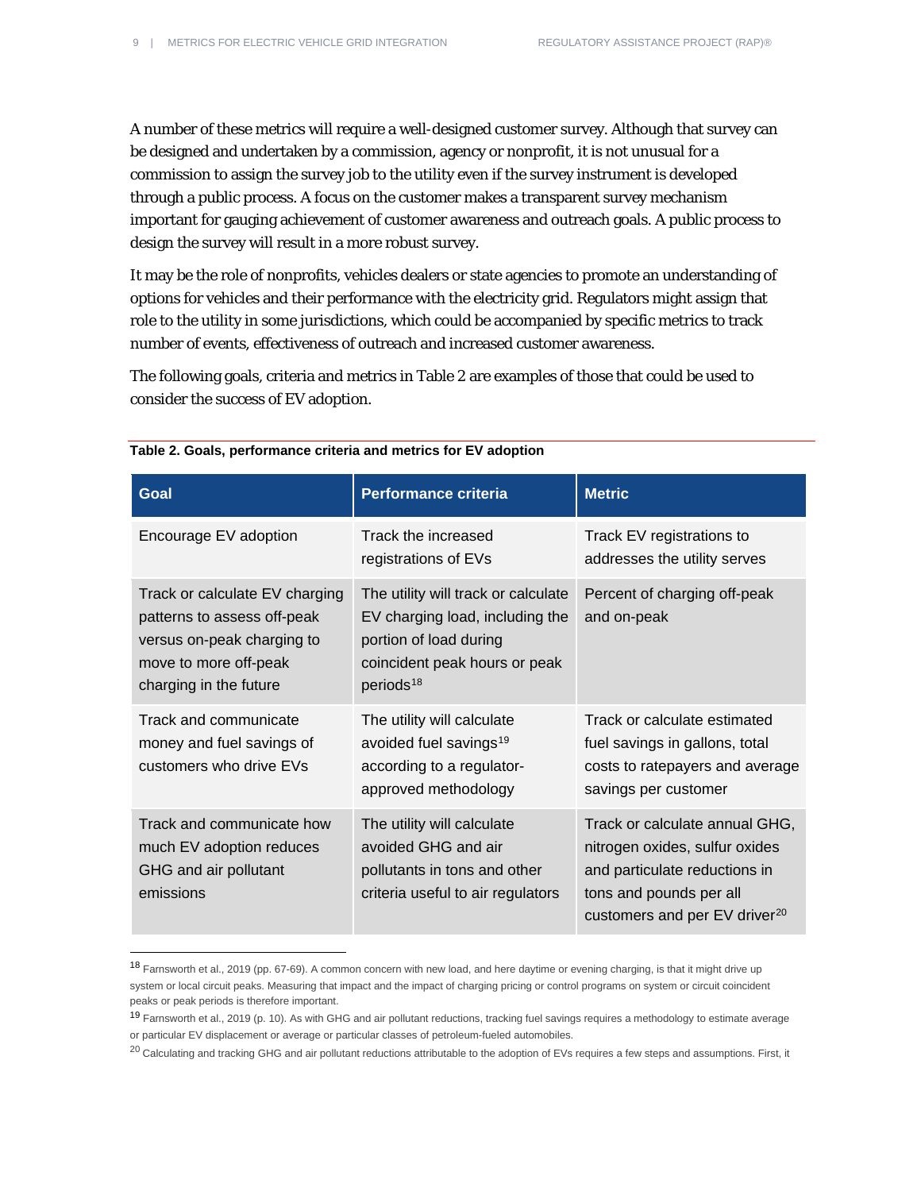A number of these metrics will require a well-designed customer survey. Although that survey can be designed and undertaken by a commission, agency or nonprofit, it is not unusual for a commission to assign the survey job to the utility even if the survey instrument is developed through a public process. A focus on the customer makes a transparent survey mechanism important for gauging achievement of customer awareness and outreach goals. A public process to design the survey will result in a more robust survey.

It may be the role of nonprofits, vehicles dealers or state agencies to promote an understanding of options for vehicles and their performance with the electricity grid. Regulators might assign that role to the utility in some jurisdictions, which could be accompanied by specific metrics to track number of events, effectiveness of outreach and increased customer awareness.

The following goals, criteria and metrics in Table 2 are examples of those that could be used to consider the success of EV adoption.

**Table 2. Goals, performance criteria and metrics for EV adoption**

| Goal | Performance criteria | Metric |
|---|---|---|
| Encourage EV adoption | Track the increased registrations of EVs | Track EV registrations to addresses the utility serves |
| Track or calculate EV charging patterns to assess off-peak versus on-peak charging to move to more off-peak charging in the future | The utility will track or calculate EV charging load, including the portion of load during coincident peak hours or peak periods[18] | Percent of charging off-peak and on-peak |
| Track and communicate money and fuel savings of customers who drive EVs | The utility will calculate avoided fuel savings[19] according to a regulator-approved methodology | Track or calculate estimated fuel savings in gallons, total costs to ratepayers and average savings per customer |
| Track and communicate how much EV adoption reduces GHG and air pollutant emissions | The utility will calculate avoided GHG and air pollutants in tons and other criteria useful to air regulators | Track or calculate annual GHG, nitrogen oxides, sulfur oxides and particulate reductions in tons and pounds per all customers and per EV driver[20] |

[18] Farnsworth et al., 2019 (pp. 67-69). A common concern with new load, and here daytime or evening charging, is that it might drive up system or local circuit peaks. Measuring that impact and the impact of charging pricing or control programs on system or circuit coincident peaks or peak periods is therefore important.

[19] Farnsworth et al., 2019 (p. 10). As with GHG and air pollutant reductions, tracking fuel savings requires a methodology to estimate average or particular EV displacement or average or particular classes of petroleum-fueled automobiles.

[20] Calculating and tracking GHG and air pollutant reductions attributable to the adoption of EVs requires a few steps and assumptions. First, it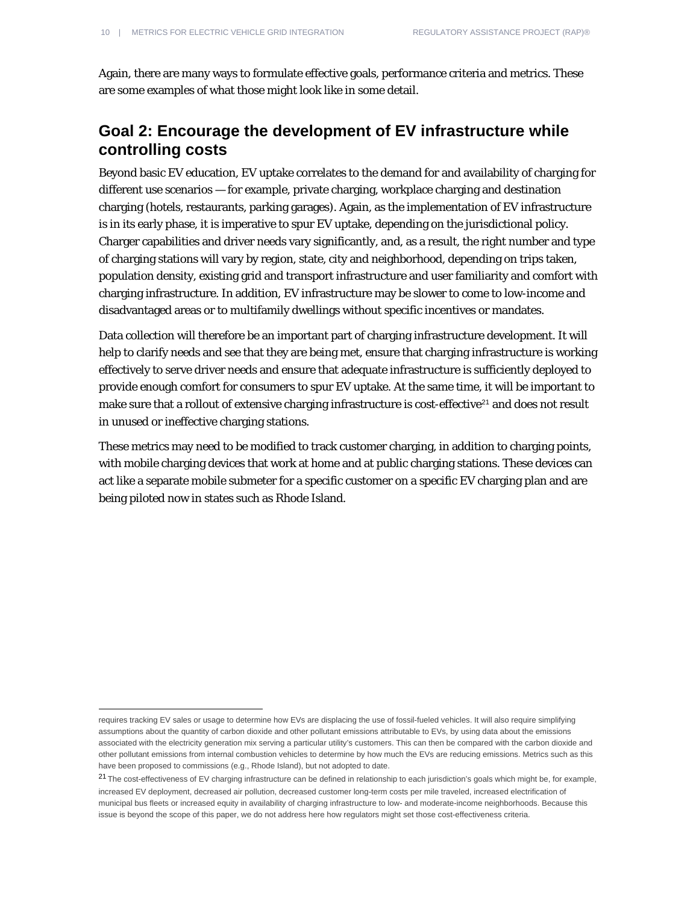Again, there are many ways to formulate effective goals, performance criteria and metrics. These are some examples of what those might look like in some detail.

## Goal 2: Encourage the development of EV infrastructure while controlling costs

Beyond basic EV education, EV uptake correlates to the demand for and availability of charging for different use scenarios — for example, private charging, workplace charging and destination charging (hotels, restaurants, parking garages). Again, as the implementation of EV infrastructure is in its early phase, it is imperative to spur EV uptake, depending on the jurisdictional policy. Charger capabilities and driver needs vary significantly, and, as a result, the right number and type of charging stations will vary by region, state, city and neighborhood, depending on trips taken, population density, existing grid and transport infrastructure and user familiarity and comfort with charging infrastructure. In addition, EV infrastructure may be slower to come to low-income and disadvantaged areas or to multifamily dwellings without specific incentives or mandates.

Data collection will therefore be an important part of charging infrastructure development. It will help to clarify needs and see that they are being met, ensure that charging infrastructure is working effectively to serve driver needs and ensure that adequate infrastructure is sufficiently deployed to provide enough comfort for consumers to spur EV uptake. At the same time, it will be important to make sure that a rollout of extensive charging infrastructure is cost-effective[21] and does not result in unused or ineffective charging stations.

These metrics may need to be modified to track customer charging, in addition to charging points, with mobile charging devices that work at home and at public charging stations. These devices can act like a separate mobile submeter for a specific customer on a specific EV charging plan and are being piloted now in states such as Rhode Island.

---

requires tracking EV sales or usage to determine how EVs are displacing the use of fossil-fueled vehicles. It will also require simplifying assumptions about the quantity of carbon dioxide and other pollutant emissions attributable to EVs, by using data about the emissions associated with the electricity generation mix serving a particular utility's customers. This can then be compared with the carbon dioxide and other pollutant emissions from internal combustion vehicles to determine by how much the EVs are reducing emissions. Metrics such as this have been proposed to commissions (e.g., Rhode Island), but not adopted to date.

[21] The cost-effectiveness of EV charging infrastructure can be defined in relationship to each jurisdiction's goals which might be, for example, increased EV deployment, decreased air pollution, decreased customer long-term costs per mile traveled, increased electrification of municipal bus fleets or increased equity in availability of charging infrastructure to low- and moderate-income neighborhoods. Because this issue is beyond the scope of this paper, we do not address here how regulators might set those cost-effectiveness criteria.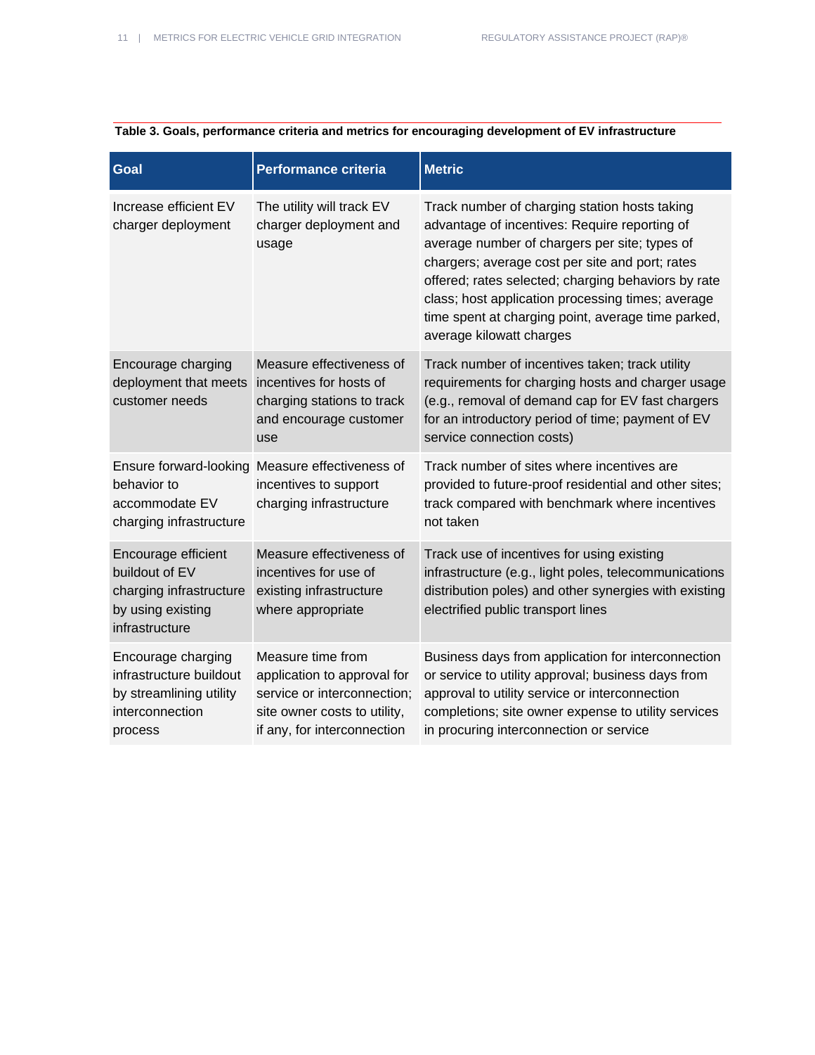**Table 3. Goals, performance criteria and metrics for encouraging development of EV infrastructure**

| Goal | Performance criteria | Metric |
|---|---|---|
| Increase efficient EV charger deployment | The utility will track EV charger deployment and usage | Track number of charging station hosts taking advantage of incentives: Require reporting of average number of chargers per site; types of chargers; average cost per site and port; rates offered; rates selected; charging behaviors by rate class; host application processing times; average time spent at charging point, average time parked, average kilowatt charges |
| Encourage charging deployment that meets customer needs | Measure effectiveness of incentives for hosts of charging stations to track and encourage customer use | Track number of incentives taken; track utility requirements for charging hosts and charger usage (e.g., removal of demand cap for EV fast chargers for an introductory period of time; payment of EV service connection costs) |
| Ensure forward-looking behavior to accommodate EV charging infrastructure | Measure effectiveness of incentives to support charging infrastructure | Track number of sites where incentives are provided to future-proof residential and other sites; track compared with benchmark where incentives not taken |
| Encourage efficient buildout of EV charging infrastructure by using existing infrastructure | Measure effectiveness of incentives for use of existing infrastructure where appropriate | Track use of incentives for using existing infrastructure (e.g., light poles, telecommunications distribution poles) and other synergies with existing electrified public transport lines |
| Encourage charging infrastructure buildout by streamlining utility interconnection process | Measure time from application to approval for service or interconnection; site owner costs to utility, if any, for interconnection | Business days from application for interconnection or service to utility approval; business days from approval to utility service or interconnection completions; site owner expense to utility services in procuring interconnection or service |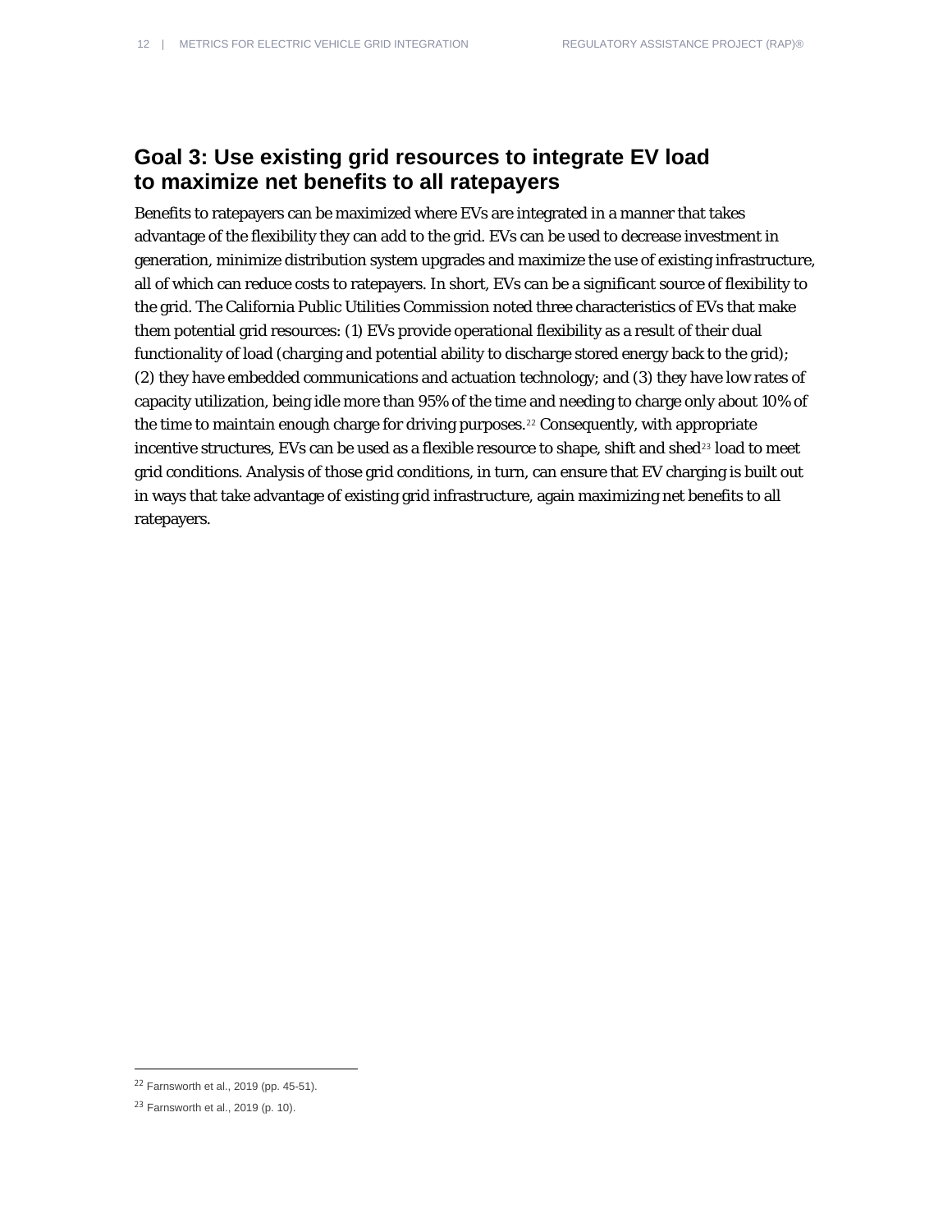## Goal 3: Use existing grid resources to integrate EV load to maximize net benefits to all ratepayers

Benefits to ratepayers can be maximized where EVs are integrated in a manner that takes advantage of the flexibility they can add to the grid. EVs can be used to decrease investment in generation, minimize distribution system upgrades and maximize the use of existing infrastructure, all of which can reduce costs to ratepayers. In short, EVs can be a significant source of flexibility to the grid. The California Public Utilities Commission noted three characteristics of EVs that make them potential grid resources: (1) EVs provide operational flexibility as a result of their dual functionality of load (charging and potential ability to discharge stored energy back to the grid); (2) they have embedded communications and actuation technology; and (3) they have low rates of capacity utilization, being idle more than 95% of the time and needing to charge only about 10% of the time to maintain enough charge for driving purposes.[22] Consequently, with appropriate incentive structures, EVs can be used as a flexible resource to shape, shift and shed[23] load to meet grid conditions. Analysis of those grid conditions, in turn, can ensure that EV charging is built out in ways that take advantage of existing grid infrastructure, again maximizing net benefits to all ratepayers.

---

[22] Farnsworth et al., 2019 (pp. 45-51).

[23] Farnsworth et al., 2019 (p. 10).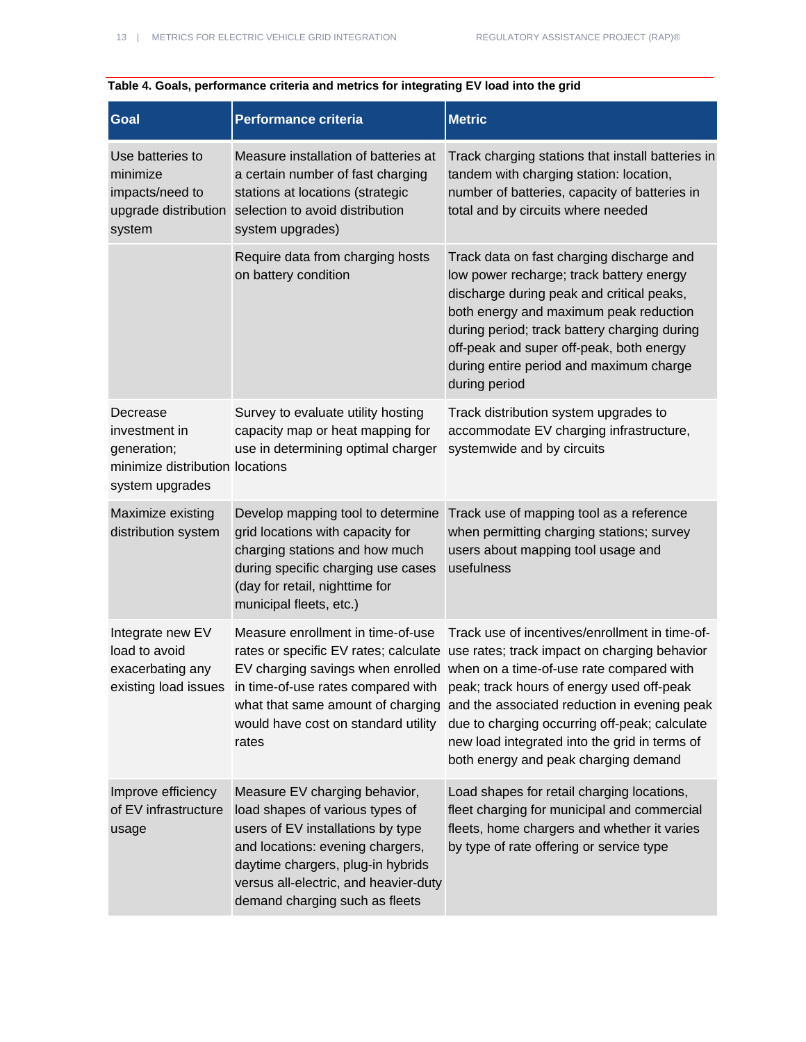**Table 4. Goals, performance criteria and metrics for integrating EV load into the grid**

| Goal | Performance criteria | Metric |
|---|---|---|
| Use batteries to minimize impacts/need to upgrade distribution system | Measure installation of batteries at a certain number of fast charging stations at locations (strategic selection to avoid distribution system upgrades) | Track charging stations that install batteries in tandem with charging station: location, number of batteries, capacity of batteries in total and by circuits where needed |
| | Require data from charging hosts on battery condition | Track data on fast charging discharge and low power recharge; track battery energy discharge during peak and critical peaks, both energy and maximum peak reduction during period; track battery charging during off-peak and super off-peak, both energy during entire period and maximum charge during period |
| Decrease investment in generation; minimize distribution system upgrades | Survey to evaluate utility hosting capacity map or heat mapping for use in determining optimal charger locations | Track distribution system upgrades to accommodate EV charging infrastructure, systemwide and by circuits |
| Maximize existing distribution system | Develop mapping tool to determine grid locations with capacity for charging stations and how much during specific charging use cases (day for retail, nighttime for municipal fleets, etc.) | Track use of mapping tool as a reference when permitting charging stations; survey users about mapping tool usage and usefulness |
| Integrate new EV load to avoid exacerbating any existing load issues | Measure enrollment in time-of-use rates or specific EV rates; calculate EV charging savings when enrolled in time-of-use rates compared with what that same amount of charging would have cost on standard utility rates | Track use of incentives/enrollment in time-of-use rates; track impact on charging behavior when on a time-of-use rate compared with peak; track hours of energy used off-peak and the associated reduction in evening peak due to charging occurring off-peak; calculate new load integrated into the grid in terms of both energy and peak charging demand |
| Improve efficiency of EV infrastructure usage | Measure EV charging behavior, load shapes of various types of users of EV installations by type and locations: evening chargers, daytime chargers, plug-in hybrids versus all-electric, and heavier-duty demand charging such as fleets | Load shapes for retail charging locations, fleet charging for municipal and commercial fleets, home chargers and whether it varies by type of rate offering or service type |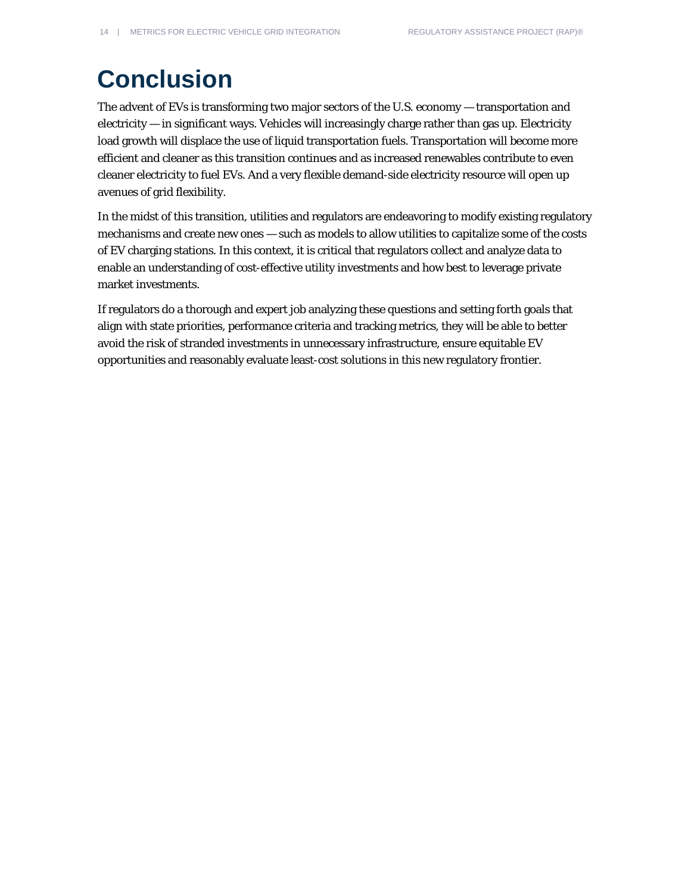# Conclusion

The advent of EVs is transforming two major sectors of the U.S. economy — transportation and electricity — in significant ways. Vehicles will increasingly charge rather than gas up. Electricity load growth will displace the use of liquid transportation fuels. Transportation will become more efficient and cleaner as this transition continues and as increased renewables contribute to even cleaner electricity to fuel EVs. And a very flexible demand-side electricity resource will open up avenues of grid flexibility.

In the midst of this transition, utilities and regulators are endeavoring to modify existing regulatory mechanisms and create new ones — such as models to allow utilities to capitalize some of the costs of EV charging stations. In this context, it is critical that regulators collect and analyze data to enable an understanding of cost-effective utility investments and how best to leverage private market investments.

If regulators do a thorough and expert job analyzing these questions and setting forth goals that align with state priorities, performance criteria and tracking metrics, they will be able to better avoid the risk of stranded investments in unnecessary infrastructure, ensure equitable EV opportunities and reasonably evaluate least-cost solutions in this new regulatory frontier.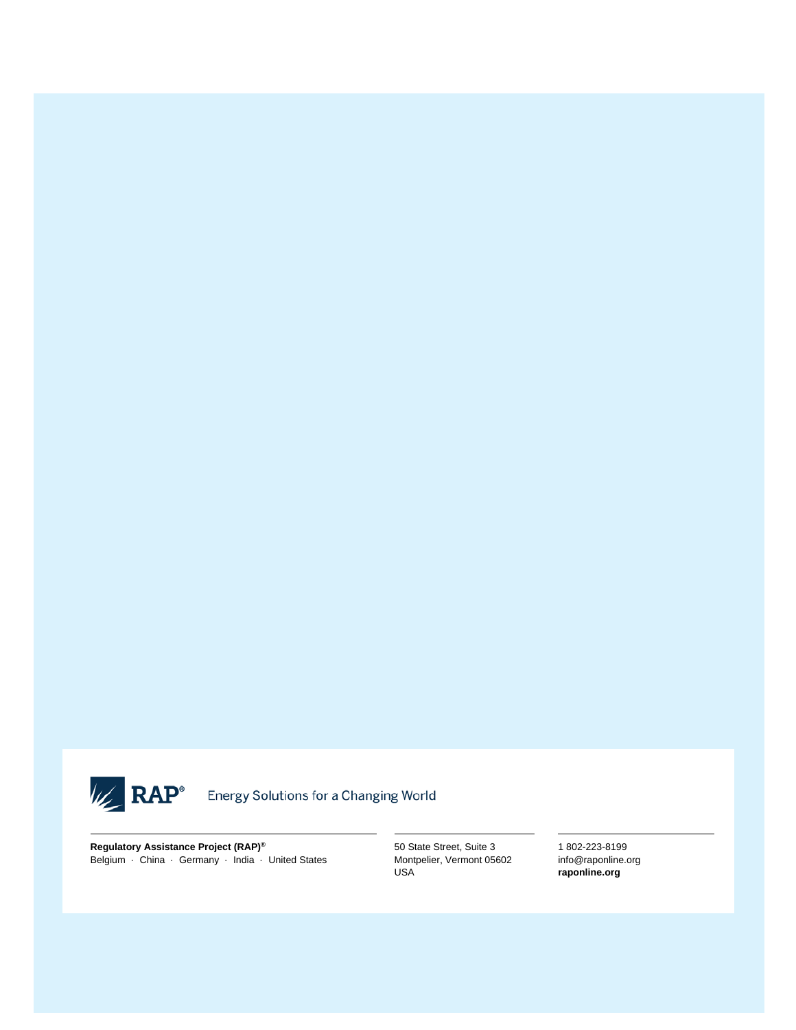RAP® Energy Solutions for a Changing World

**Regulatory Assistance Project (RAP)®**
Belgium · China · Germany · India · United States

50 State Street, Suite 3
Montpelier, Vermont 05602
USA

1 802-223-8199
info@raponline.org
**raponline.org**